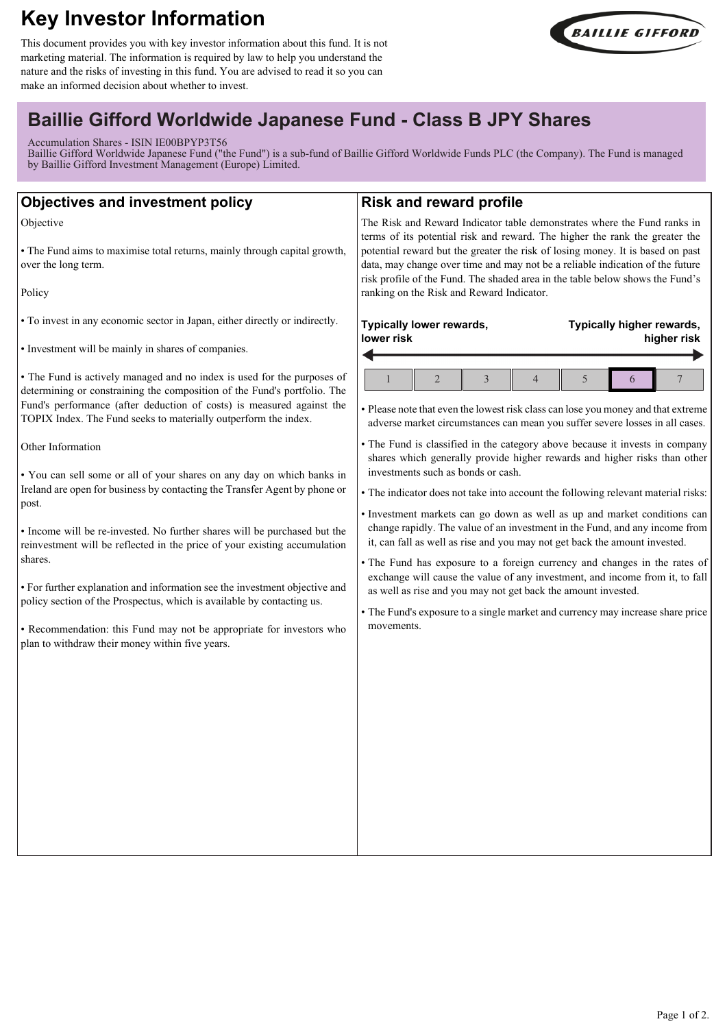# Key Investor Information

This document provides you with key investor information about this fund. It is not marketing material. The information is required by law to help you understand the nature and the risks of investing in this fund. You are advised to read it so you can make an informed decision about whether to invest.

## Baillie Gifford Worldwide Japanese Fund - Class B JPY Shares

Accumulation Shares - ISIN IE00BPYP3T56
Baillie Gifford Worldwide Japanese Fund ("the Fund") is a sub-fund of Baillie Gifford Worldwide Funds PLC (the Company). The Fund is managed by Baillie Gifford Investment Management (Europe) Limited.

### Objectives and investment policy

Objective

- The Fund aims to maximise total returns, mainly through capital growth, over the long term.

Policy

- To invest in any economic sector in Japan, either directly or indirectly.
- Investment will be mainly in shares of companies.
- The Fund is actively managed and no index is used for the purposes of determining or constraining the composition of the Fund's portfolio. The Fund's performance (after deduction of costs) is measured against the TOPIX Index. The Fund seeks to materially outperform the index.

Other Information

- You can sell some or all of your shares on any day on which banks in Ireland are open for business by contacting the Transfer Agent by phone or post.
- Income will be re-invested. No further shares will be purchased but the reinvestment will be reflected in the price of your existing accumulation shares.
- For further explanation and information see the investment objective and policy section of the Prospectus, which is available by contacting us.
- Recommendation: this Fund may not be appropriate for investors who plan to withdraw their money within five years.

### Risk and reward profile

The Risk and Reward Indicator table demonstrates where the Fund ranks in terms of its potential risk and reward. The higher the rank the greater the potential reward but the greater the risk of losing money. It is based on past data, may change over time and may not be a reliable indication of the future risk profile of the Fund. The shaded area in the table below shows the Fund's ranking on the Risk and Reward Indicator.

**Typically lower rewards, lower risk** ← → **Typically higher rewards, higher risk**

| 1 | 2 | 3 | 4 | 5 | **6** | 7 |
|---|---|---|---|---|---|---|

- Please note that even the lowest risk class can lose you money and that extreme adverse market circumstances can mean you suffer severe losses in all cases.
- The Fund is classified in the category above because it invests in company shares which generally provide higher rewards and higher risks than other investments such as bonds or cash.
- The indicator does not take into account the following relevant material risks:
- Investment markets can go down as well as up and market conditions can change rapidly. The value of an investment in the Fund, and any income from it, can fall as well as rise and you may not get back the amount invested.
- The Fund has exposure to a foreign currency and changes in the rates of exchange will cause the value of any investment, and income from it, to fall as well as rise and you may not get back the amount invested.
- The Fund's exposure to a single market and currency may increase share price movements.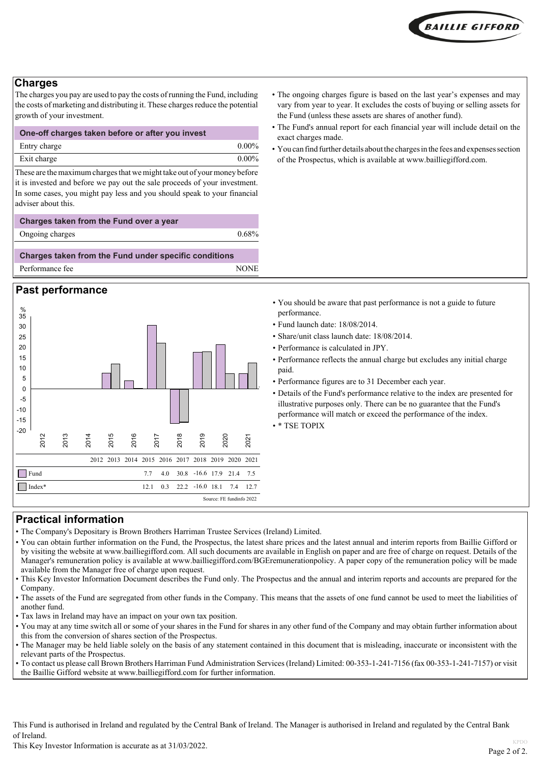## Charges

The charges you pay are used to pay the costs of running the Fund, including the costs of marketing and distributing it. These charges reduce the potential growth of your investment.

| One-off charges taken before or after you invest | |
|---|---|
| Entry charge | 0.00% |
| Exit charge | 0.00% |

These are the maximum charges that we might take out of your money before it is invested and before we pay out the sale proceeds of your investment. In some cases, you might pay less and you should speak to your financial adviser about this.

| Charges taken from the Fund over a year | |
|---|---|
| Ongoing charges | 0.68% |

| Charges taken from the Fund under specific conditions | |
|---|---|
| Performance fee | NONE |

- The ongoing charges figure is based on the last year's expenses and may vary from year to year. It excludes the costs of buying or selling assets for the Fund (unless these assets are shares of another fund).
- The Fund's annual report for each financial year will include detail on the exact charges made.
- You can find further details about the charges in the fees and expenses section of the Prospectus, which is available at www.bailliegifford.com.

## Past performance

%
35
30
25
20
15
10
5
0
-5
-10
-15
-20

2012 2013 2014 2015 2016 2017 2018 2019 2020 2021

| | 2012 | 2013 | 2014 | 2015 | 2016 | 2017 | 2018 | 2019 | 2020 | 2021 |
|---|---|---|---|---|---|---|---|---|---|---|
| Fund | | | | 7.7 | 4.0 | 30.8 | -16.6 | 17.9 | 21.4 | 7.5 |
| Index* | | | | 12.1 | 0.3 | 22.2 | -16.0 | 18.1 | 7.4 | 12.7 |

Source: FE fundinfo 2022

- You should be aware that past performance is not a guide to future performance.
- Fund launch date: 18/08/2014.
- Share/unit class launch date: 18/08/2014.
- Performance is calculated in JPY.
- Performance reflects the annual charge but excludes any initial charge paid.
- Performance figures are to 31 December each year.
- Details of the Fund's performance relative to the index are presented for illustrative purposes only. There can be no guarantee that the Fund's performance will match or exceed the performance of the index.
- * TSE TOPIX

## Practical information

- The Company's Depositary is Brown Brothers Harriman Trustee Services (Ireland) Limited.
- You can obtain further information on the Fund, the Prospectus, the latest share prices and the latest annual and interim reports from Baillie Gifford or by visiting the website at www.bailliegifford.com. All such documents are available in English on paper and are free of charge on request. Details of the Manager's remuneration policy is available at www.bailliegifford.com/BGEremunerationpolicy. A paper copy of the remuneration policy will be made available from the Manager free of charge upon request.
- This Key Investor Information Document describes the Fund only. The Prospectus and the annual and interim reports and accounts are prepared for the Company.
- The assets of the Fund are segregated from other funds in the Company. This means that the assets of one fund cannot be used to meet the liabilities of another fund.
- Tax laws in Ireland may have an impact on your own tax position.
- You may at any time switch all or some of your shares in the Fund for shares in any other fund of the Company and may obtain further information about this from the conversion of shares section of the Prospectus.
- The Manager may be held liable solely on the basis of any statement contained in this document that is misleading, inaccurate or inconsistent with the relevant parts of the Prospectus.
- To contact us please call Brown Brothers Harriman Fund Administration Services (Ireland) Limited: 00-353-1-241-7156 (fax 00-353-1-241-7157) or visit the Baillie Gifford website at www.bailliegifford.com for further information.

This Fund is authorised in Ireland and regulated by the Central Bank of Ireland. The Manager is authorised in Ireland and regulated by the Central Bank of Ireland.

This Key Investor Information is accurate as at 31/03/2022.